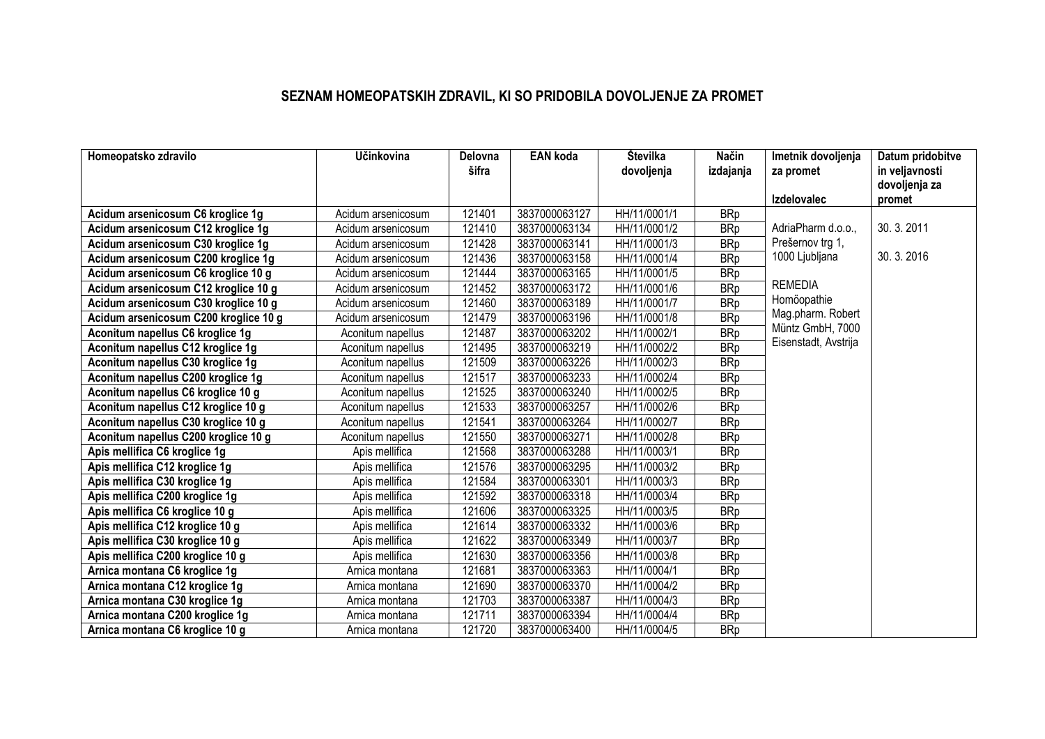# SEZNAM HOMEOPATSKIH ZDRAVIL, KI SO PRIDOBILA DOVOLJENJE ZA PROMET

| Homeopatsko zdravilo | Učinkovina | Delovna šifra | EAN koda | Številka dovoljenja | Način izdajanja | Imetnik dovoljenja za promet<br><br>Izdelovalec | Datum pridobitve in veljavnosti dovoljenja za promet |
|---|---|---|---|---|---|---|---|
| **Acidum arsenicosum C6 kroglice 1g** | Acidum arsenicosum | 121401 | 3837000063127 | HH/11/0001/1 | BRp | AdriaPharm d.o.o., Prešernov trg 1, 1000 Ljubljana<br><br>REMEDIA Homöopathie Mag.pharm. Robert Müntz GmbH, 7000 Eisenstadt, Avstrija | 30. 3. 2011<br><br>30. 3. 2016 |
| **Acidum arsenicosum C12 kroglice 1g** | Acidum arsenicosum | 121410 | 3837000063134 | HH/11/0001/2 | BRp | | |
| **Acidum arsenicosum C30 kroglice 1g** | Acidum arsenicosum | 121428 | 3837000063141 | HH/11/0001/3 | BRp | | |
| **Acidum arsenicosum C200 kroglice 1g** | Acidum arsenicosum | 121436 | 3837000063158 | HH/11/0001/4 | BRp | | |
| **Acidum arsenicosum C6 kroglice 10 g** | Acidum arsenicosum | 121444 | 3837000063165 | HH/11/0001/5 | BRp | | |
| **Acidum arsenicosum C12 kroglice 10 g** | Acidum arsenicosum | 121452 | 3837000063172 | HH/11/0001/6 | BRp | | |
| **Acidum arsenicosum C30 kroglice 10 g** | Acidum arsenicosum | 121460 | 3837000063189 | HH/11/0001/7 | BRp | | |
| **Acidum arsenicosum C200 kroglice 10 g** | Acidum arsenicosum | 121479 | 3837000063196 | HH/11/0001/8 | BRp | | |
| **Aconitum napellus C6 kroglice 1g** | Aconitum napellus | 121487 | 3837000063202 | HH/11/0002/1 | BRp | | |
| **Aconitum napellus C12 kroglice 1g** | Aconitum napellus | 121495 | 3837000063219 | HH/11/0002/2 | BRp | | |
| **Aconitum napellus C30 kroglice 1g** | Aconitum napellus | 121509 | 3837000063226 | HH/11/0002/3 | BRp | | |
| **Aconitum napellus C200 kroglice 1g** | Aconitum napellus | 121517 | 3837000063233 | HH/11/0002/4 | BRp | | |
| **Aconitum napellus C6 kroglice 10 g** | Aconitum napellus | 121525 | 3837000063240 | HH/11/0002/5 | BRp | | |
| **Aconitum napellus C12 kroglice 10 g** | Aconitum napellus | 121533 | 3837000063257 | HH/11/0002/6 | BRp | | |
| **Aconitum napellus C30 kroglice 10 g** | Aconitum napellus | 121541 | 3837000063264 | HH/11/0002/7 | BRp | | |
| **Aconitum napellus C200 kroglice 10 g** | Aconitum napellus | 121550 | 3837000063271 | HH/11/0002/8 | BRp | | |
| **Apis mellifica C6 kroglice 1g** | Apis mellifica | 121568 | 3837000063288 | HH/11/0003/1 | BRp | | |
| **Apis mellifica C12 kroglice 1g** | Apis mellifica | 121576 | 3837000063295 | HH/11/0003/2 | BRp | | |
| **Apis mellifica C30 kroglice 1g** | Apis mellifica | 121584 | 3837000063301 | HH/11/0003/3 | BRp | | |
| **Apis mellifica C200 kroglice 1g** | Apis mellifica | 121592 | 3837000063318 | HH/11/0003/4 | BRp | | |
| **Apis mellifica C6 kroglice 10 g** | Apis mellifica | 121606 | 3837000063325 | HH/11/0003/5 | BRp | | |
| **Apis mellifica C12 kroglice 10 g** | Apis mellifica | 121614 | 3837000063332 | HH/11/0003/6 | BRp | | |
| **Apis mellifica C30 kroglice 10 g** | Apis mellifica | 121622 | 3837000063349 | HH/11/0003/7 | BRp | | |
| **Apis mellifica C200 kroglice 10 g** | Apis mellifica | 121630 | 3837000063356 | HH/11/0003/8 | BRp | | |
| **Arnica montana C6 kroglice 1g** | Arnica montana | 121681 | 3837000063363 | HH/11/0004/1 | BRp | | |
| **Arnica montana C12 kroglice 1g** | Arnica montana | 121690 | 3837000063370 | HH/11/0004/2 | BRp | | |
| **Arnica montana C30 kroglice 1g** | Arnica montana | 121703 | 3837000063387 | HH/11/0004/3 | BRp | | |
| **Arnica montana C200 kroglice 1g** | Arnica montana | 121711 | 3837000063394 | HH/11/0004/4 | BRp | | |
| **Arnica montana C6 kroglice 10 g** | Arnica montana | 121720 | 3837000063400 | HH/11/0004/5 | BRp | | |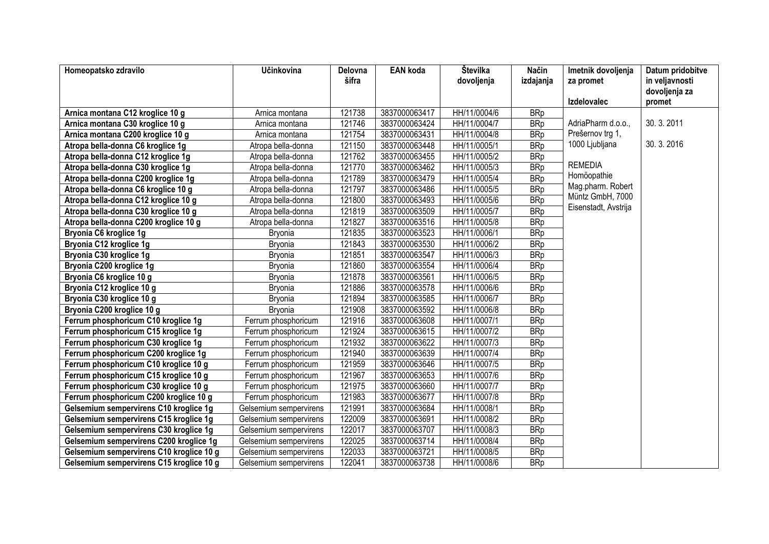| Homeopatsko zdravilo | Učinkovina | Delovna šifra | EAN koda | Številka dovoljenja | Način izdajanja | Imetnik dovoljenja za promet<br><br>Izdelovalec | Datum pridobitve in veljavnosti dovoljenja za promet |
|---|---|---|---|---|---|---|---|
| **Arnica montana C12 kroglice 10 g** | Arnica montana | 121738 | 3837000063417 | HH/11/0004/6 | BRp | AdriaPharm d.o.o., Prešernov trg 1, 1000 Ljubljana<br><br>REMEDIA Homöopathie Mag.pharm. Robert Müntz GmbH, 7000 Eisenstadt, Avstrija | 30. 3. 2011<br><br>30. 3. 2016 |
| **Arnica montana C30 kroglice 10 g** | Arnica montana | 121746 | 3837000063424 | HH/11/0004/7 | BRp | | |
| **Arnica montana C200 kroglice 10 g** | Arnica montana | 121754 | 3837000063431 | HH/11/0004/8 | BRp | | |
| **Atropa bella-donna C6 kroglice 1g** | Atropa bella-donna | 121150 | 3837000063448 | HH/11/0005/1 | BRp | | |
| **Atropa bella-donna C12 kroglice 1g** | Atropa bella-donna | 121762 | 3837000063455 | HH/11/0005/2 | BRp | | |
| **Atropa bella-donna C30 kroglice 1g** | Atropa bella-donna | 121770 | 3837000063462 | HH/11/0005/3 | BRp | | |
| **Atropa bella-donna C200 kroglice 1g** | Atropa bella-donna | 121789 | 3837000063479 | HH/11/0005/4 | BRp | | |
| **Atropa bella-donna C6 kroglice 10 g** | Atropa bella-donna | 121797 | 3837000063486 | HH/11/0005/5 | BRp | | |
| **Atropa bella-donna C12 kroglice 10 g** | Atropa bella-donna | 121800 | 3837000063493 | HH/11/0005/6 | BRp | | |
| **Atropa bella-donna C30 kroglice 10 g** | Atropa bella-donna | 121819 | 3837000063509 | HH/11/0005/7 | BRp | | |
| **Atropa bella-donna C200 kroglice 10 g** | Atropa bella-donna | 121827 | 3837000063516 | HH/11/0005/8 | BRp | | |
| **Bryonia C6 kroglice 1g** | Bryonia | 121835 | 3837000063523 | HH/11/0006/1 | BRp | | |
| **Bryonia C12 kroglice 1g** | Bryonia | 121843 | 3837000063530 | HH/11/0006/2 | BRp | | |
| **Bryonia C30 kroglice 1g** | Bryonia | 121851 | 3837000063547 | HH/11/0006/3 | BRp | | |
| **Bryonia C200 kroglice 1g** | Bryonia | 121860 | 3837000063554 | HH/11/0006/4 | BRp | | |
| **Bryonia C6 kroglice 10 g** | Bryonia | 121878 | 3837000063561 | HH/11/0006/5 | BRp | | |
| **Bryonia C12 kroglice 10 g** | Bryonia | 121886 | 3837000063578 | HH/11/0006/6 | BRp | | |
| **Bryonia C30 kroglice 10 g** | Bryonia | 121894 | 3837000063585 | HH/11/0006/7 | BRp | | |
| **Bryonia C200 kroglice 10 g** | Bryonia | 121908 | 3837000063592 | HH/11/0006/8 | BRp | | |
| **Ferrum phosphoricum C10 kroglice 1g** | Ferrum phosphoricum | 121916 | 3837000063608 | HH/11/0007/1 | BRp | | |
| **Ferrum phosphoricum C15 kroglice 1g** | Ferrum phosphoricum | 121924 | 3837000063615 | HH/11/0007/2 | BRp | | |
| **Ferrum phosphoricum C30 kroglice 1g** | Ferrum phosphoricum | 121932 | 3837000063622 | HH/11/0007/3 | BRp | | |
| **Ferrum phosphoricum C200 kroglice 1g** | Ferrum phosphoricum | 121940 | 3837000063639 | HH/11/0007/4 | BRp | | |
| **Ferrum phosphoricum C10 kroglice 10 g** | Ferrum phosphoricum | 121959 | 3837000063646 | HH/11/0007/5 | BRp | | |
| **Ferrum phosphoricum C15 kroglice 10 g** | Ferrum phosphoricum | 121967 | 3837000063653 | HH/11/0007/6 | BRp | | |
| **Ferrum phosphoricum C30 kroglice 10 g** | Ferrum phosphoricum | 121975 | 3837000063660 | HH/11/0007/7 | BRp | | |
| **Ferrum phosphoricum C200 kroglice 10 g** | Ferrum phosphoricum | 121983 | 3837000063677 | HH/11/0007/8 | BRp | | |
| **Gelsemium sempervirens C10 kroglice 1g** | Gelsemium sempervirens | 121991 | 3837000063684 | HH/11/0008/1 | BRp | | |
| **Gelsemium sempervirens C15 kroglice 1g** | Gelsemium sempervirens | 122009 | 3837000063691 | HH/11/0008/2 | BRp | | |
| **Gelsemium sempervirens C30 kroglice 1g** | Gelsemium sempervirens | 122017 | 3837000063707 | HH/11/0008/3 | BRp | | |
| **Gelsemium sempervirens C200 kroglice 1g** | Gelsemium sempervirens | 122025 | 3837000063714 | HH/11/0008/4 | BRp | | |
| **Gelsemium sempervirens C10 kroglice 10 g** | Gelsemium sempervirens | 122033 | 3837000063721 | HH/11/0008/5 | BRp | | |
| **Gelsemium sempervirens C15 kroglice 10 g** | Gelsemium sempervirens | 122041 | 3837000063738 | HH/11/0008/6 | BRp | | |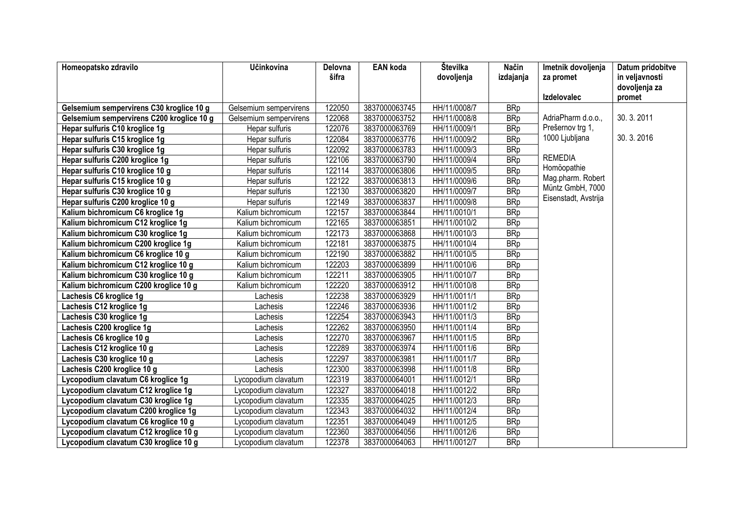| Homeopatsko zdravilo | Učinkovina | Delovna šifra | EAN koda | Številka dovoljenja | Način izdajanja | Imetnik dovoljenja za promet<br><br>Izdelovalec | Datum pridobitve in veljavnosti dovoljenja za promet |
|---|---|---|---|---|---|---|---|
| **Gelsemium sempervirens C30 kroglice 10 g** | Gelsemium sempervirens | 122050 | 3837000063745 | HH/11/0008/7 | BRp | AdriaPharm d.o.o., Prešernov trg 1, 1000 Ljubljana<br><br>REMEDIA Homöopathie Mag.pharm. Robert Müntz GmbH, 7000 Eisenstadt, Avstrija | 30. 3. 2011<br><br>30. 3. 2016 |
| **Gelsemium sempervirens C200 kroglice 10 g** | Gelsemium sempervirens | 122068 | 3837000063752 | HH/11/0008/8 | BRp | | |
| **Hepar sulfuris C10 kroglice 1g** | Hepar sulfuris | 122076 | 3837000063769 | HH/11/0009/1 | BRp | | |
| **Hepar sulfuris C15 kroglice 1g** | Hepar sulfuris | 122084 | 3837000063776 | HH/11/0009/2 | BRp | | |
| **Hepar sulfuris C30 kroglice 1g** | Hepar sulfuris | 122092 | 3837000063783 | HH/11/0009/3 | BRp | | |
| **Hepar sulfuris C200 kroglice 1g** | Hepar sulfuris | 122106 | 3837000063790 | HH/11/0009/4 | BRp | | |
| **Hepar sulfuris C10 kroglice 10 g** | Hepar sulfuris | 122114 | 3837000063806 | HH/11/0009/5 | BRp | | |
| **Hepar sulfuris C15 kroglice 10 g** | Hepar sulfuris | 122122 | 3837000063813 | HH/11/0009/6 | BRp | | |
| **Hepar sulfuris C30 kroglice 10 g** | Hepar sulfuris | 122130 | 3837000063820 | HH/11/0009/7 | BRp | | |
| **Hepar sulfuris C200 kroglice 10 g** | Hepar sulfuris | 122149 | 3837000063837 | HH/11/0009/8 | BRp | | |
| **Kalium bichromicum C6 kroglice 1g** | Kalium bichromicum | 122157 | 3837000063844 | HH/11/0010/1 | BRp | | |
| **Kalium bichromicum C12 kroglice 1g** | Kalium bichromicum | 122165 | 3837000063851 | HH/11/0010/2 | BRp | | |
| **Kalium bichromicum C30 kroglice 1g** | Kalium bichromicum | 122173 | 3837000063868 | HH/11/0010/3 | BRp | | |
| **Kalium bichromicum C200 kroglice 1g** | Kalium bichromicum | 122181 | 3837000063875 | HH/11/0010/4 | BRp | | |
| **Kalium bichromicum C6 kroglice 10 g** | Kalium bichromicum | 122190 | 3837000063882 | HH/11/0010/5 | BRp | | |
| **Kalium bichromicum C12 kroglice 10 g** | Kalium bichromicum | 122203 | 3837000063899 | HH/11/0010/6 | BRp | | |
| **Kalium bichromicum C30 kroglice 10 g** | Kalium bichromicum | 122211 | 3837000063905 | HH/11/0010/7 | BRp | | |
| **Kalium bichromicum C200 kroglice 10 g** | Kalium bichromicum | 122220 | 3837000063912 | HH/11/0010/8 | BRp | | |
| **Lachesis C6 kroglice 1g** | Lachesis | 122238 | 3837000063929 | HH/11/0011/1 | BRp | | |
| **Lachesis C12 kroglice 1g** | Lachesis | 122246 | 3837000063936 | HH/11/0011/2 | BRp | | |
| **Lachesis C30 kroglice 1g** | Lachesis | 122254 | 3837000063943 | HH/11/0011/3 | BRp | | |
| **Lachesis C200 kroglice 1g** | Lachesis | 122262 | 3837000063950 | HH/11/0011/4 | BRp | | |
| **Lachesis C6 kroglice 10 g** | Lachesis | 122270 | 3837000063967 | HH/11/0011/5 | BRp | | |
| **Lachesis C12 kroglice 10 g** | Lachesis | 122289 | 3837000063974 | HH/11/0011/6 | BRp | | |
| **Lachesis C30 kroglice 10 g** | Lachesis | 122297 | 3837000063981 | HH/11/0011/7 | BRp | | |
| **Lachesis C200 kroglice 10 g** | Lachesis | 122300 | 3837000063998 | HH/11/0011/8 | BRp | | |
| **Lycopodium clavatum C6 kroglice 1g** | Lycopodium clavatum | 122319 | 3837000064001 | HH/11/0012/1 | BRp | | |
| **Lycopodium clavatum C12 kroglice 1g** | Lycopodium clavatum | 122327 | 3837000064018 | HH/11/0012/2 | BRp | | |
| **Lycopodium clavatum C30 kroglice 1g** | Lycopodium clavatum | 122335 | 3837000064025 | HH/11/0012/3 | BRp | | |
| **Lycopodium clavatum C200 kroglice 1g** | Lycopodium clavatum | 122343 | 3837000064032 | HH/11/0012/4 | BRp | | |
| **Lycopodium clavatum C6 kroglice 10 g** | Lycopodium clavatum | 122351 | 3837000064049 | HH/11/0012/5 | BRp | | |
| **Lycopodium clavatum C12 kroglice 10 g** | Lycopodium clavatum | 122360 | 3837000064056 | HH/11/0012/6 | BRp | | |
| **Lycopodium clavatum C30 kroglice 10 g** | Lycopodium clavatum | 122378 | 3837000064063 | HH/11/0012/7 | BRp | | |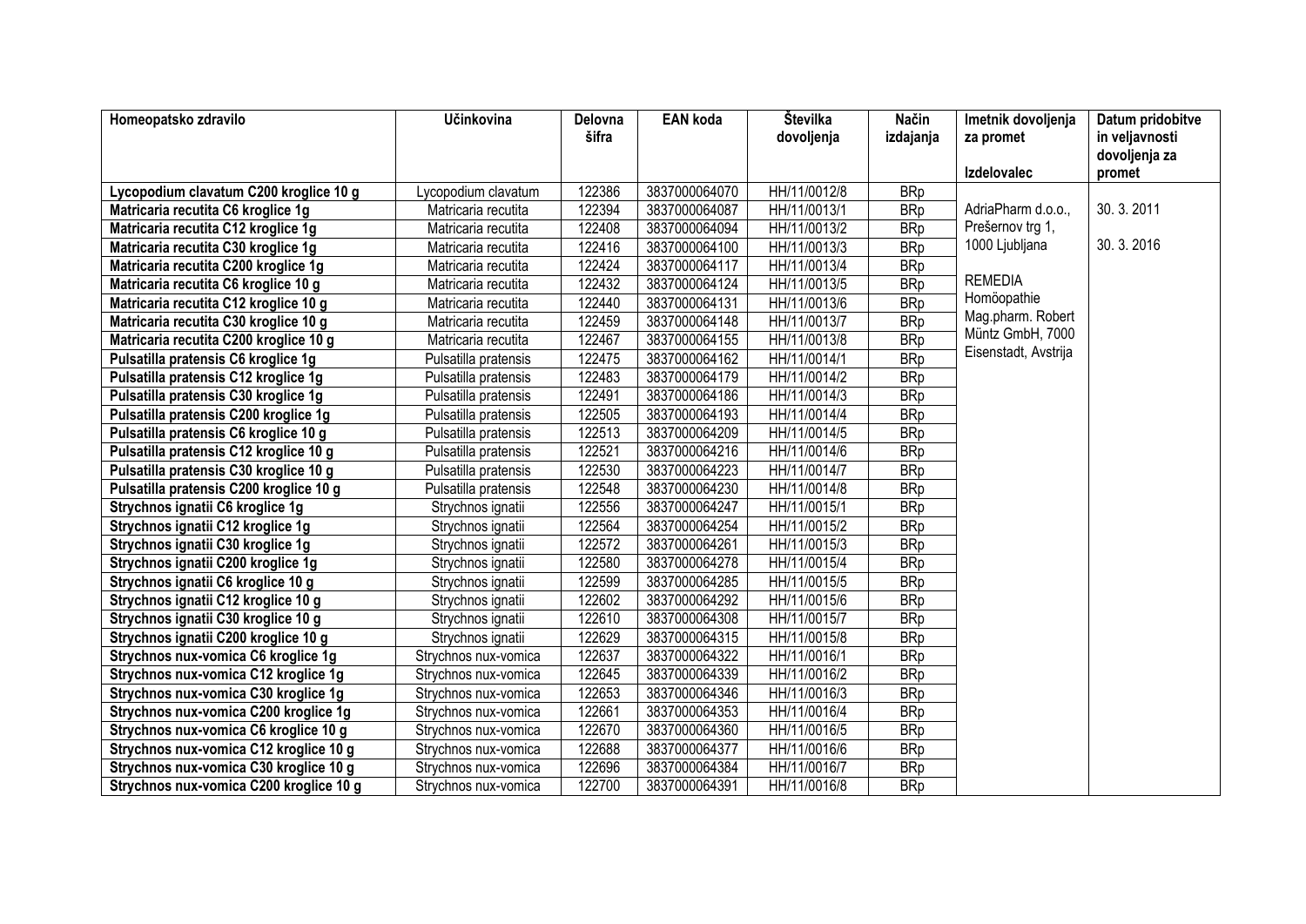| Homeopatsko zdravilo | Učinkovina | Delovna šifra | EAN koda | Številka dovoljenja | Način izdajanja | Imetnik dovoljenja za promet<br><br>Izdelovalec | Datum pridobitve in veljavnosti dovoljenja za promet |
|---|---|---|---|---|---|---|---|
| **Lycopodium clavatum C200 kroglice 10 g** | Lycopodium clavatum | 122386 | 3837000064070 | HH/11/0012/8 | BRp | AdriaPharm d.o.o., Prešernov trg 1, 1000 Ljubljana<br><br>REMEDIA Homöopathie Mag.pharm. Robert Müntz GmbH, 7000 Eisenstadt, Avstrija | 30. 3. 2011<br><br>30. 3. 2016 |
| **Matricaria recutita C6 kroglice 1g** | Matricaria recutita | 122394 | 3837000064087 | HH/11/0013/1 | BRp | | |
| **Matricaria recutita C12 kroglice 1g** | Matricaria recutita | 122408 | 3837000064094 | HH/11/0013/2 | BRp | | |
| **Matricaria recutita C30 kroglice 1g** | Matricaria recutita | 122416 | 3837000064100 | HH/11/0013/3 | BRp | | |
| **Matricaria recutita C200 kroglice 1g** | Matricaria recutita | 122424 | 3837000064117 | HH/11/0013/4 | BRp | | |
| **Matricaria recutita C6 kroglice 10 g** | Matricaria recutita | 122432 | 3837000064124 | HH/11/0013/5 | BRp | | |
| **Matricaria recutita C12 kroglice 10 g** | Matricaria recutita | 122440 | 3837000064131 | HH/11/0013/6 | BRp | | |
| **Matricaria recutita C30 kroglice 10 g** | Matricaria recutita | 122459 | 3837000064148 | HH/11/0013/7 | BRp | | |
| **Matricaria recutita C200 kroglice 10 g** | Matricaria recutita | 122467 | 3837000064155 | HH/11/0013/8 | BRp | | |
| **Pulsatilla pratensis C6 kroglice 1g** | Pulsatilla pratensis | 122475 | 3837000064162 | HH/11/0014/1 | BRp | | |
| **Pulsatilla pratensis C12 kroglice 1g** | Pulsatilla pratensis | 122483 | 3837000064179 | HH/11/0014/2 | BRp | | |
| **Pulsatilla pratensis C30 kroglice 1g** | Pulsatilla pratensis | 122491 | 3837000064186 | HH/11/0014/3 | BRp | | |
| **Pulsatilla pratensis C200 kroglice 1g** | Pulsatilla pratensis | 122505 | 3837000064193 | HH/11/0014/4 | BRp | | |
| **Pulsatilla pratensis C6 kroglice 10 g** | Pulsatilla pratensis | 122513 | 3837000064209 | HH/11/0014/5 | BRp | | |
| **Pulsatilla pratensis C12 kroglice 10 g** | Pulsatilla pratensis | 122521 | 3837000064216 | HH/11/0014/6 | BRp | | |
| **Pulsatilla pratensis C30 kroglice 10 g** | Pulsatilla pratensis | 122530 | 3837000064223 | HH/11/0014/7 | BRp | | |
| **Pulsatilla pratensis C200 kroglice 10 g** | Pulsatilla pratensis | 122548 | 3837000064230 | HH/11/0014/8 | BRp | | |
| **Strychnos ignatii C6 kroglice 1g** | Strychnos ignatii | 122556 | 3837000064247 | HH/11/0015/1 | BRp | | |
| **Strychnos ignatii C12 kroglice 1g** | Strychnos ignatii | 122564 | 3837000064254 | HH/11/0015/2 | BRp | | |
| **Strychnos ignatii C30 kroglice 1g** | Strychnos ignatii | 122572 | 3837000064261 | HH/11/0015/3 | BRp | | |
| **Strychnos ignatii C200 kroglice 1g** | Strychnos ignatii | 122580 | 3837000064278 | HH/11/0015/4 | BRp | | |
| **Strychnos ignatii C6 kroglice 10 g** | Strychnos ignatii | 122599 | 3837000064285 | HH/11/0015/5 | BRp | | |
| **Strychnos ignatii C12 kroglice 10 g** | Strychnos ignatii | 122602 | 3837000064292 | HH/11/0015/6 | BRp | | |
| **Strychnos ignatii C30 kroglice 10 g** | Strychnos ignatii | 122610 | 3837000064308 | HH/11/0015/7 | BRp | | |
| **Strychnos ignatii C200 kroglice 10 g** | Strychnos ignatii | 122629 | 3837000064315 | HH/11/0015/8 | BRp | | |
| **Strychnos nux-vomica C6 kroglice 1g** | Strychnos nux-vomica | 122637 | 3837000064322 | HH/11/0016/1 | BRp | | |
| **Strychnos nux-vomica C12 kroglice 1g** | Strychnos nux-vomica | 122645 | 3837000064339 | HH/11/0016/2 | BRp | | |
| **Strychnos nux-vomica C30 kroglice 1g** | Strychnos nux-vomica | 122653 | 3837000064346 | HH/11/0016/3 | BRp | | |
| **Strychnos nux-vomica C200 kroglice 1g** | Strychnos nux-vomica | 122661 | 3837000064353 | HH/11/0016/4 | BRp | | |
| **Strychnos nux-vomica C6 kroglice 10 g** | Strychnos nux-vomica | 122670 | 3837000064360 | HH/11/0016/5 | BRp | | |
| **Strychnos nux-vomica C12 kroglice 10 g** | Strychnos nux-vomica | 122688 | 3837000064377 | HH/11/0016/6 | BRp | | |
| **Strychnos nux-vomica C30 kroglice 10 g** | Strychnos nux-vomica | 122696 | 3837000064384 | HH/11/0016/7 | BRp | | |
| **Strychnos nux-vomica C200 kroglice 10 g** | Strychnos nux-vomica | 122700 | 3837000064391 | HH/11/0016/8 | BRp | | |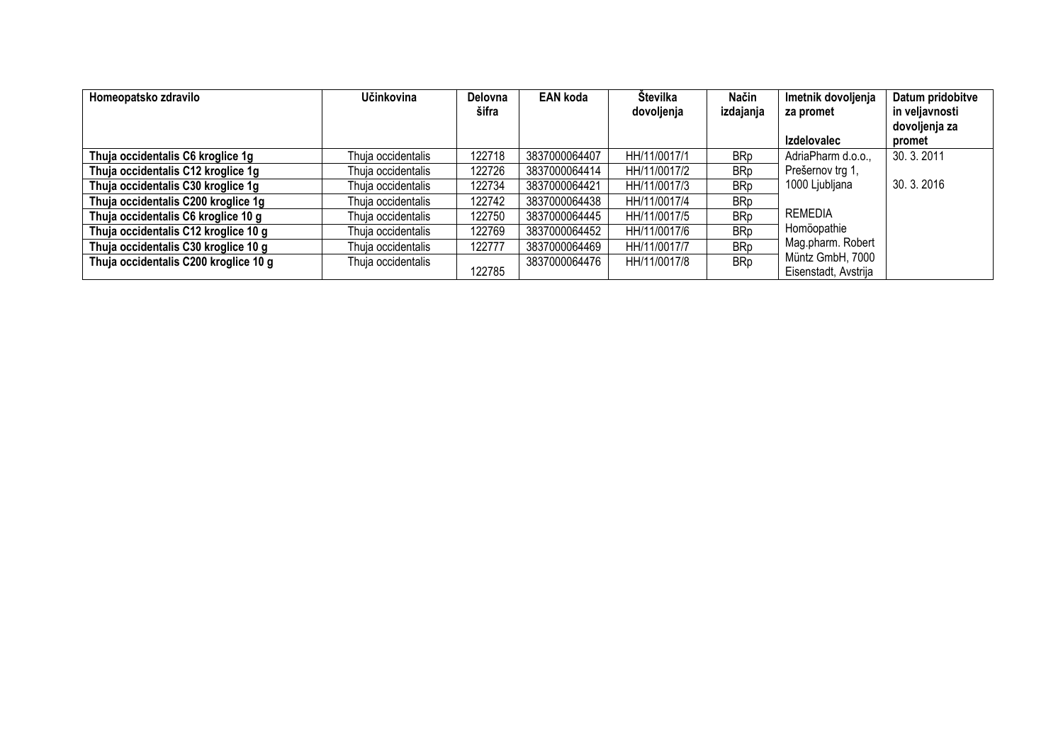| Homeopatsko zdravilo | Učinkovina | Delovna šifra | EAN koda | Številka dovoljenja | Način izdajanja | Imetnik dovoljenja za promet<br><br>Izdelovalec | Datum pridobitve in veljavnosti dovoljenja za promet |
|---|---|---|---|---|---|---|---|
| **Thuja occidentalis C6 kroglice 1g** | Thuja occidentalis | 122718 | 3837000064407 | HH/11/0017/1 | BRp | AdriaPharm d.o.o., Prešernov trg 1, 1000 Ljubljana<br><br>REMEDIA Homöopathie Mag.pharm. Robert Müntz GmbH, 7000 Eisenstadt, Avstrija | 30. 3. 2011<br><br>30. 3. 2016 |
| **Thuja occidentalis C12 kroglice 1g** | Thuja occidentalis | 122726 | 3837000064414 | HH/11/0017/2 | BRp | | |
| **Thuja occidentalis C30 kroglice 1g** | Thuja occidentalis | 122734 | 3837000064421 | HH/11/0017/3 | BRp | | |
| **Thuja occidentalis C200 kroglice 1g** | Thuja occidentalis | 122742 | 3837000064438 | HH/11/0017/4 | BRp | | |
| **Thuja occidentalis C6 kroglice 10 g** | Thuja occidentalis | 122750 | 3837000064445 | HH/11/0017/5 | BRp | | |
| **Thuja occidentalis C12 kroglice 10 g** | Thuja occidentalis | 122769 | 3837000064452 | HH/11/0017/6 | BRp | | |
| **Thuja occidentalis C30 kroglice 10 g** | Thuja occidentalis | 122777 | 3837000064469 | HH/11/0017/7 | BRp | | |
| **Thuja occidentalis C200 kroglice 10 g** | Thuja occidentalis | 122785 | 3837000064476 | HH/11/0017/8 | BRp | | |